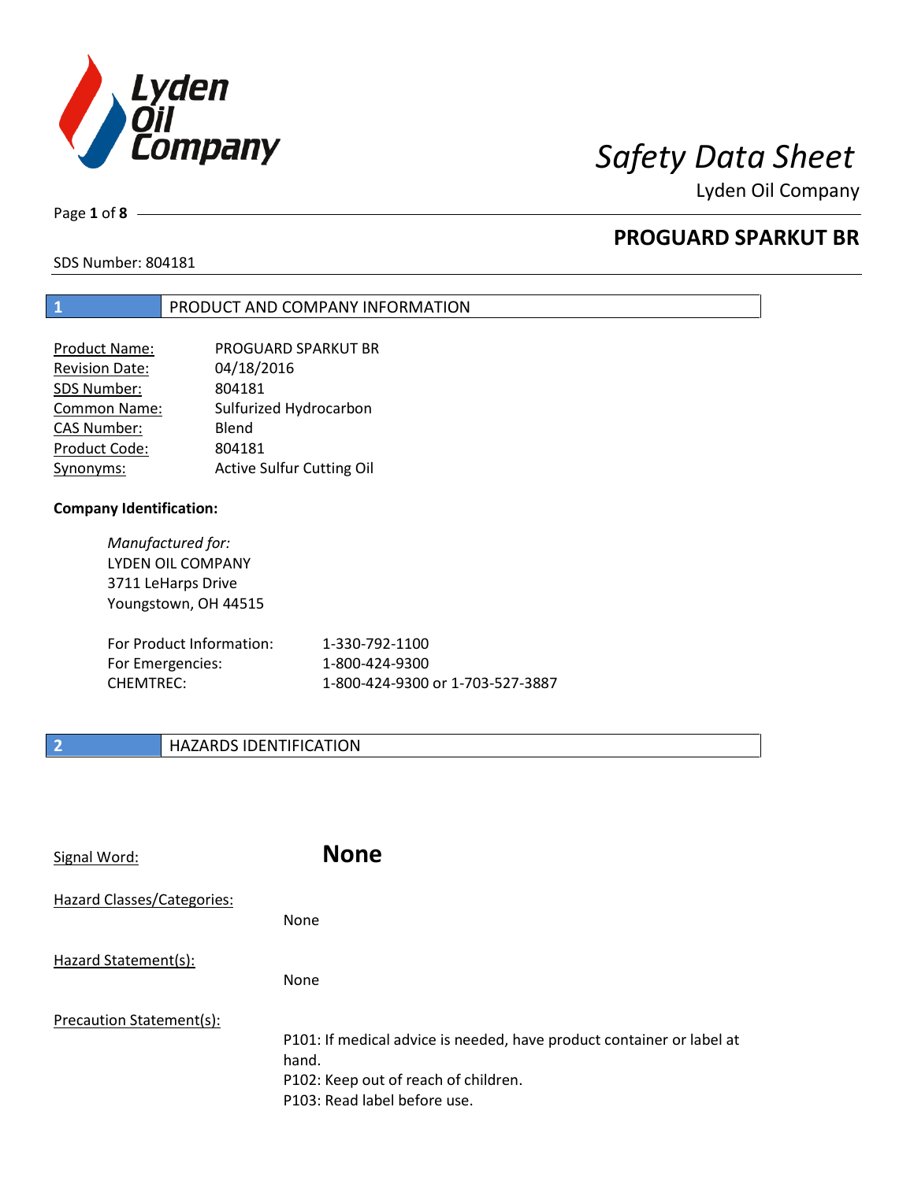# Safety Data Sheet

Lyden Oil Company

## PROGUARD SPARKUT BR

SDS Number: 804181

## 1 PRODUCT AND COMPANY INFORMATION

| | |
|---|---|
| Product Name: | PROGUARD SPARKUT BR |
| Revision Date: | 04/18/2016 |
| SDS Number: | 804181 |
| Common Name: | Sulfurized Hydrocarbon |
| CAS Number: | Blend |
| Product Code: | 804181 |
| Synonyms: | Active Sulfur Cutting Oil |

**Company Identification:**

*Manufactured for:*
LYDEN OIL COMPANY
3711 LeHarps Drive
Youngstown, OH 44515

| | |
|---|---|
| For Product Information: | 1-330-792-1100 |
| For Emergencies: | 1-800-424-9300 |
| CHEMTREC: | 1-800-424-9300 or 1-703-527-3887 |

## 2 HAZARDS IDENTIFICATION

Signal Word: **None**

Hazard Classes/Categories:

None

Hazard Statement(s):

None

Precaution Statement(s):

P101: If medical advice is needed, have product container or label at hand.
P102: Keep out of reach of children.
P103: Read label before use.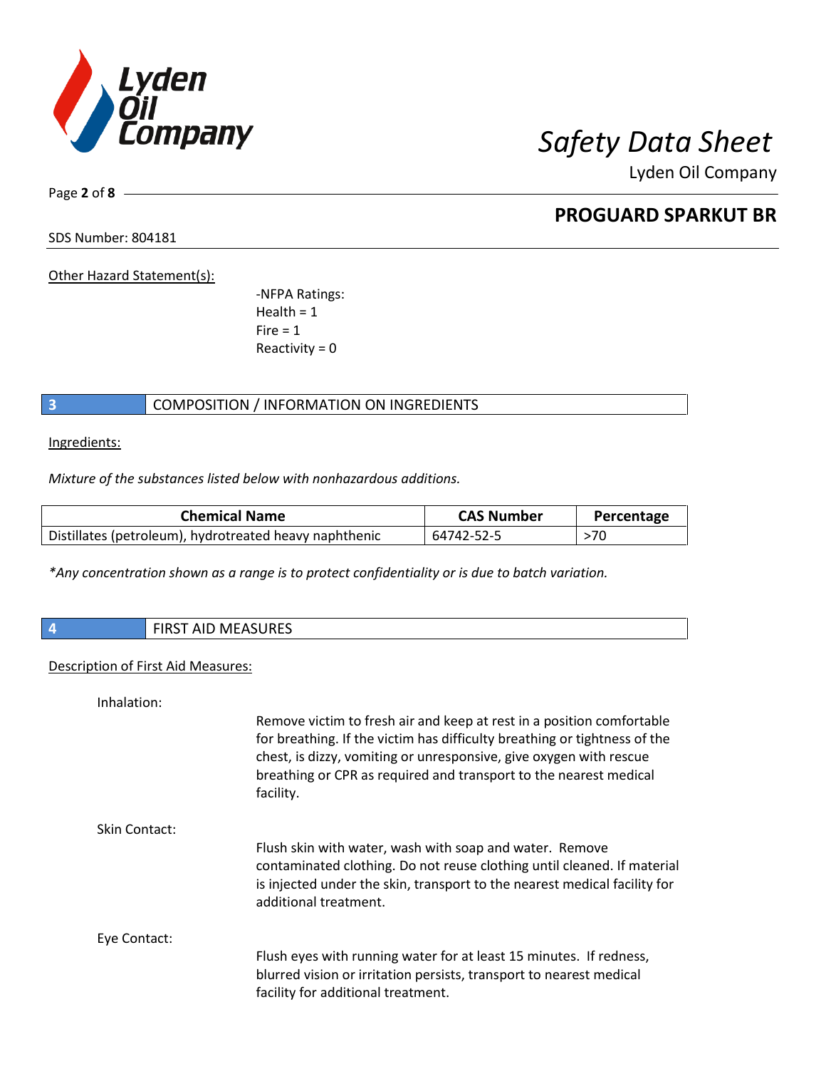Other Hazard Statement(s):

-NFPA Ratings:
Health = 1
Fire = 1
Reactivity = 0

## 3 COMPOSITION / INFORMATION ON INGREDIENTS

Ingredients:

*Mixture of the substances listed below with nonhazardous additions.*

| Chemical Name | CAS Number | Percentage |
|---|---|---|
| Distillates (petroleum), hydrotreated heavy naphthenic | 64742-52-5 | >70 |

*\*Any concentration shown as a range is to protect confidentiality or is due to batch variation.*

## 4 FIRST AID MEASURES

Description of First Aid Measures:

Inhalation:

Remove victim to fresh air and keep at rest in a position comfortable for breathing. If the victim has difficulty breathing or tightness of the chest, is dizzy, vomiting or unresponsive, give oxygen with rescue breathing or CPR as required and transport to the nearest medical facility.

Skin Contact:

Flush skin with water, wash with soap and water. Remove contaminated clothing. Do not reuse clothing until cleaned. If material is injected under the skin, transport to the nearest medical facility for additional treatment.

Eye Contact:

Flush eyes with running water for at least 15 minutes. If redness, blurred vision or irritation persists, transport to nearest medical facility for additional treatment.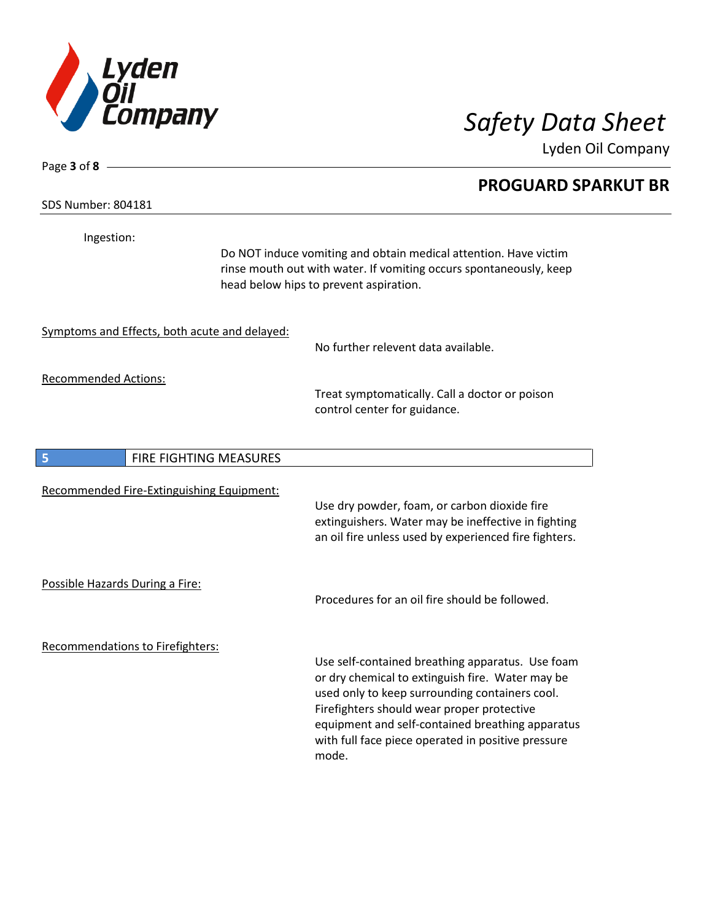Ingestion:

Do NOT induce vomiting and obtain medical attention. Have victim rinse mouth out with water. If vomiting occurs spontaneously, keep head below hips to prevent aspiration.

Symptoms and Effects, both acute and delayed:

No further relevent data available.

Recommended Actions:

Treat symptomatically. Call a doctor or poison control center for guidance.

## 5 FIRE FIGHTING MEASURES

Recommended Fire-Extinguishing Equipment:

Use dry powder, foam, or carbon dioxide fire extinguishers. Water may be ineffective in fighting an oil fire unless used by experienced fire fighters.

Possible Hazards During a Fire:

Procedures for an oil fire should be followed.

Recommendations to Firefighters:

Use self-contained breathing apparatus. Use foam or dry chemical to extinguish fire. Water may be used only to keep surrounding containers cool. Firefighters should wear proper protective equipment and self-contained breathing apparatus with full face piece operated in positive pressure mode.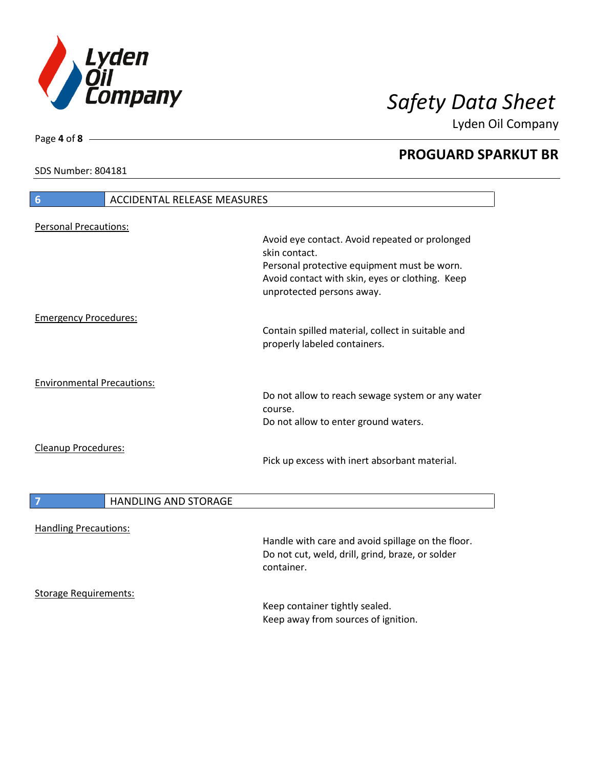## 6 ACCIDENTAL RELEASE MEASURES

Personal Precautions:

Avoid eye contact. Avoid repeated or prolonged skin contact.
Personal protective equipment must be worn.
Avoid contact with skin, eyes or clothing. Keep unprotected persons away.

Emergency Procedures:

Contain spilled material, collect in suitable and properly labeled containers.

Environmental Precautions:

Do not allow to reach sewage system or any water course.
Do not allow to enter ground waters.

Cleanup Procedures:

Pick up excess with inert absorbant material.

## 7 HANDLING AND STORAGE

Handling Precautions:

Handle with care and avoid spillage on the floor.
Do not cut, weld, drill, grind, braze, or solder container.

Storage Requirements:

Keep container tightly sealed.
Keep away from sources of ignition.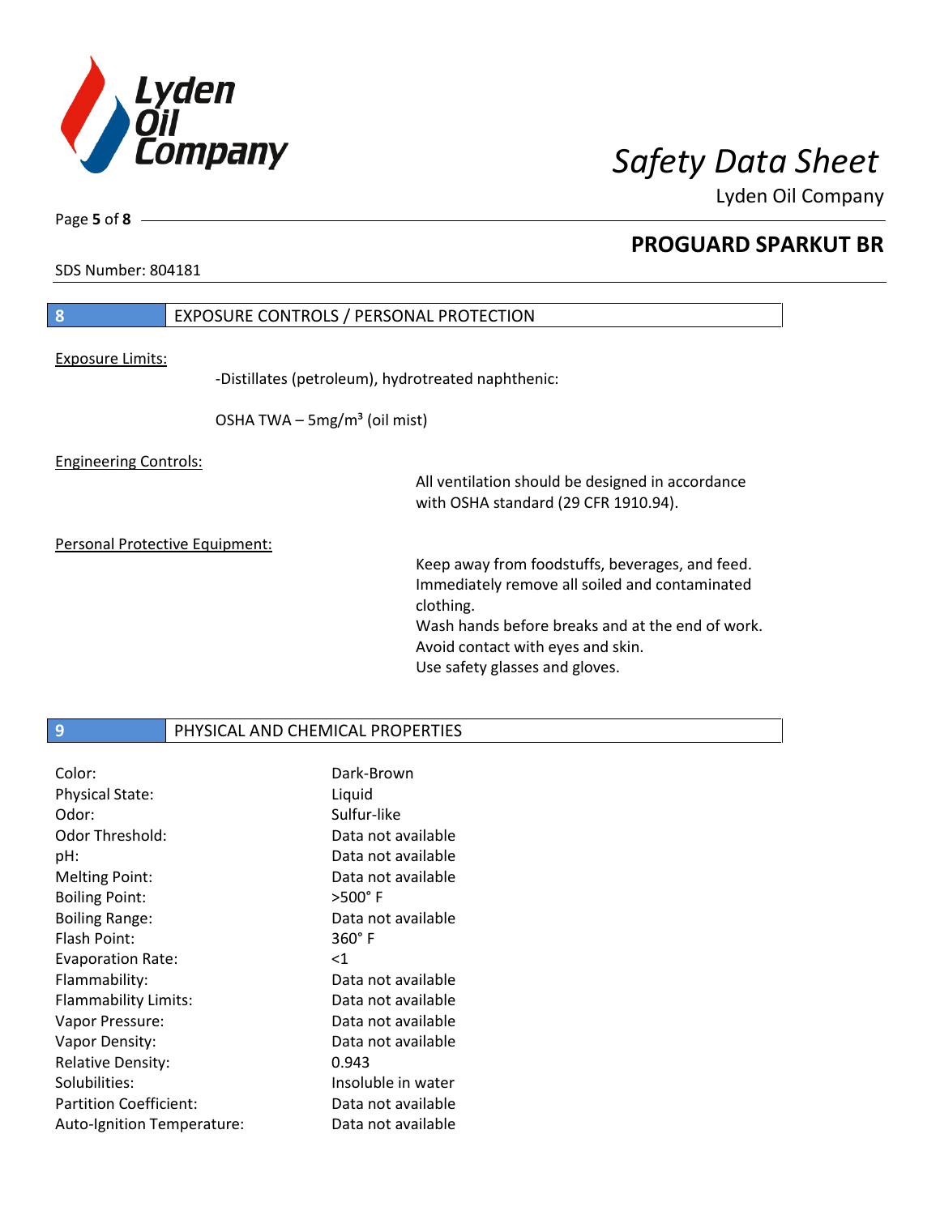## 8 EXPOSURE CONTROLS / PERSONAL PROTECTION

Exposure Limits:

-Distillates (petroleum), hydrotreated naphthenic:

OSHA TWA – 5mg/m³ (oil mist)

Engineering Controls:

All ventilation should be designed in accordance with OSHA standard (29 CFR 1910.94).

Personal Protective Equipment:

Keep away from foodstuffs, beverages, and feed.
Immediately remove all soiled and contaminated clothing.
Wash hands before breaks and at the end of work.
Avoid contact with eyes and skin.
Use safety glasses and gloves.

## 9 PHYSICAL AND CHEMICAL PROPERTIES

| | |
|---|---|
| Color: | Dark-Brown |
| Physical State: | Liquid |
| Odor: | Sulfur-like |
| Odor Threshold: | Data not available |
| pH: | Data not available |
| Melting Point: | Data not available |
| Boiling Point: | >500° F |
| Boiling Range: | Data not available |
| Flash Point: | 360° F |
| Evaporation Rate: | <1 |
| Flammability: | Data not available |
| Flammability Limits: | Data not available |
| Vapor Pressure: | Data not available |
| Vapor Density: | Data not available |
| Relative Density: | 0.943 |
| Solubilities: | Insoluble in water |
| Partition Coefficient: | Data not available |
| Auto-Ignition Temperature: | Data not available |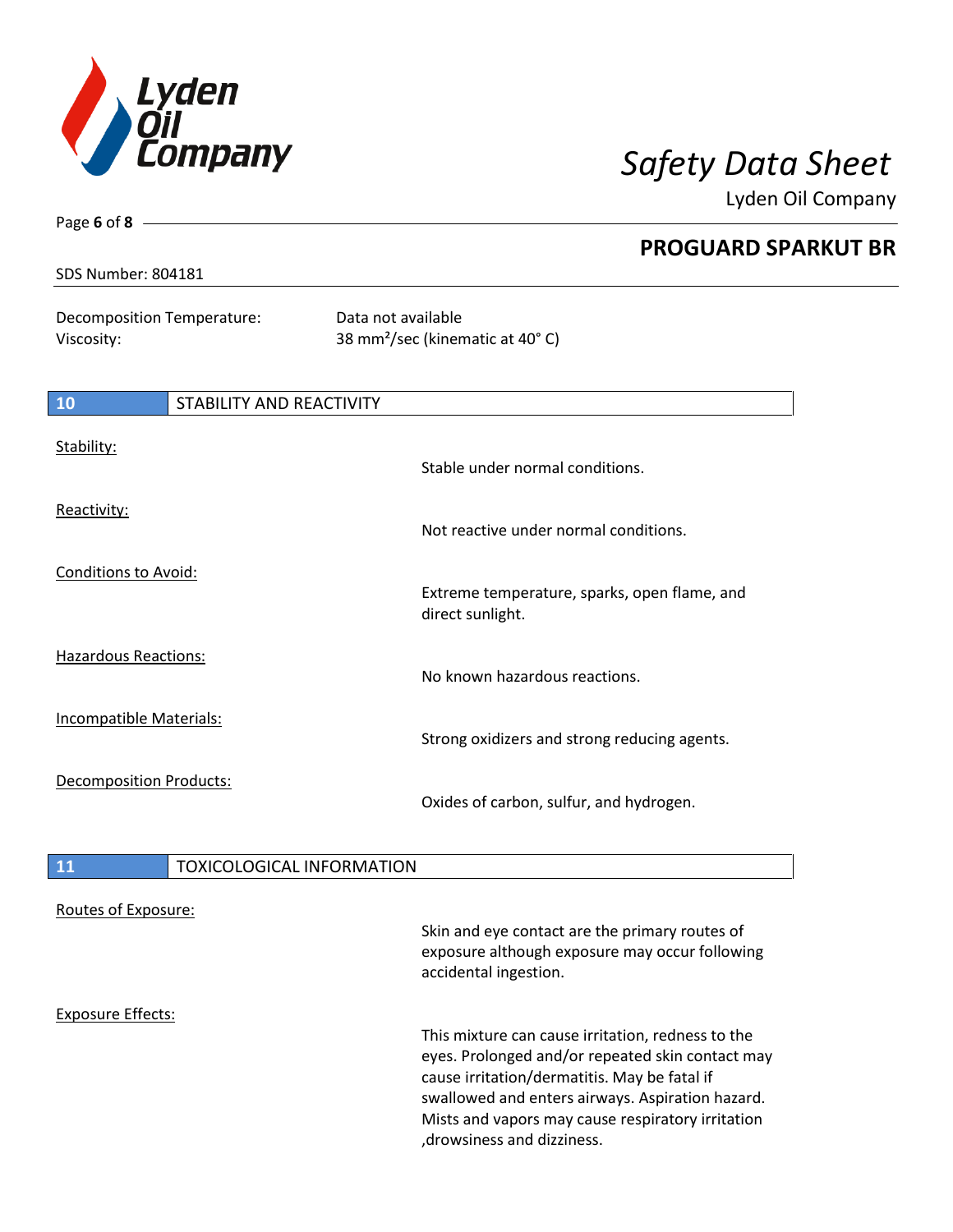SDS Number: 804181

Decomposition Temperature: Data not available
Viscosity: 38 mm²/sec (kinematic at 40° C)

## 10 STABILITY AND REACTIVITY

Stability:
Stable under normal conditions.

Reactivity:
Not reactive under normal conditions.

Conditions to Avoid:
Extreme temperature, sparks, open flame, and direct sunlight.

Hazardous Reactions:
No known hazardous reactions.

Incompatible Materials:
Strong oxidizers and strong reducing agents.

Decomposition Products:
Oxides of carbon, sulfur, and hydrogen.

## 11 TOXICOLOGICAL INFORMATION

Routes of Exposure:
Skin and eye contact are the primary routes of exposure although exposure may occur following accidental ingestion.

Exposure Effects:
This mixture can cause irritation, redness to the eyes. Prolonged and/or repeated skin contact may cause irritation/dermatitis. May be fatal if swallowed and enters airways. Aspiration hazard. Mists and vapors may cause respiratory irritation ,drowsiness and dizziness.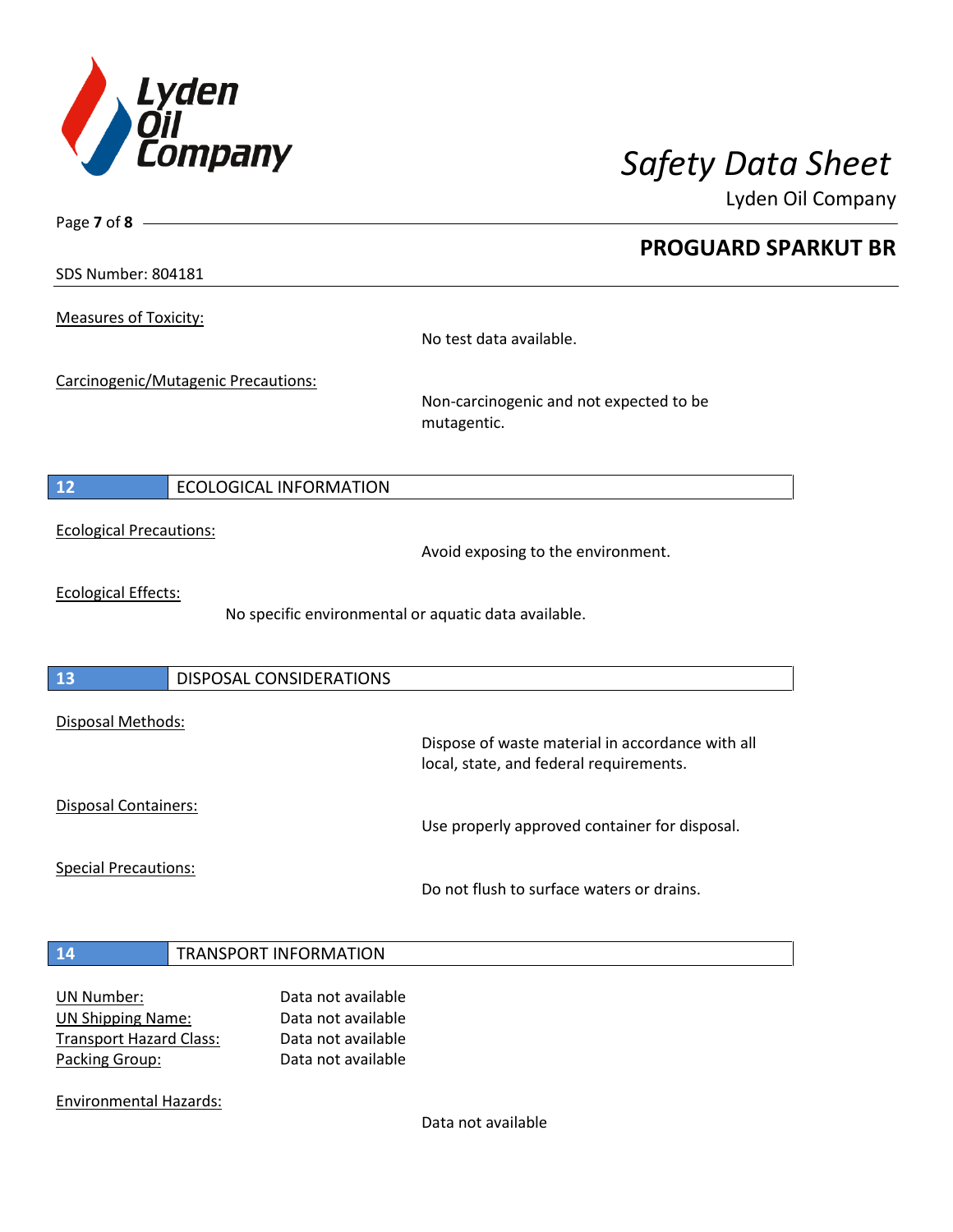Measures of Toxicity:

No test data available.

Carcinogenic/Mutagenic Precautions:

Non-carcinogenic and not expected to be mutagentic.

## 12 ECOLOGICAL INFORMATION

Ecological Precautions:

Avoid exposing to the environment.

Ecological Effects:

No specific environmental or aquatic data available.

## 13 DISPOSAL CONSIDERATIONS

Disposal Methods:

Dispose of waste material in accordance with all local, state, and federal requirements.

Disposal Containers:

Use properly approved container for disposal.

Special Precautions:

Do not flush to surface waters or drains.

## 14 TRANSPORT INFORMATION

| | |
|---|---|
| UN Number: | Data not available |
| UN Shipping Name: | Data not available |
| Transport Hazard Class: | Data not available |
| Packing Group: | Data not available |

Environmental Hazards:

Data not available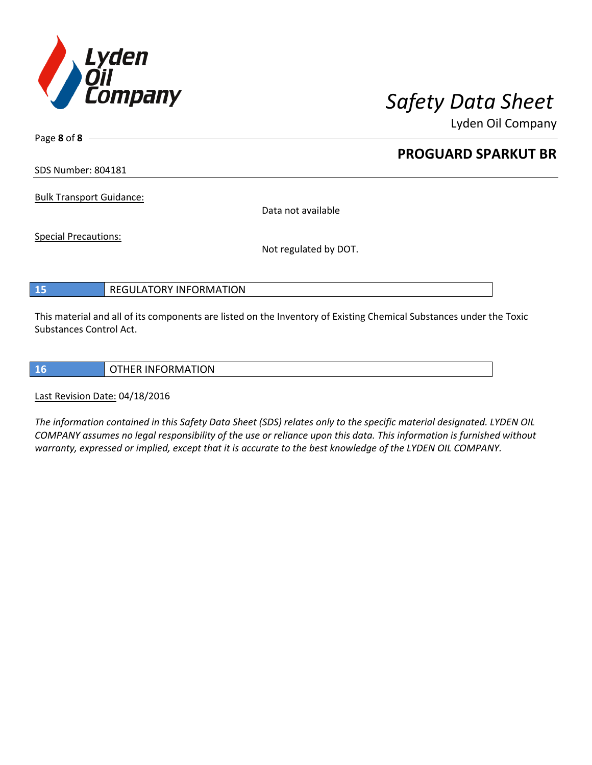## PROGUARD SPARKUT BR

SDS Number: 804181

Bulk Transport Guidance:

Data not available

Special Precautions:

Not regulated by DOT.

## 15 REGULATORY INFORMATION

This material and all of its components are listed on the Inventory of Existing Chemical Substances under the Toxic Substances Control Act.

## 16 OTHER INFORMATION

Last Revision Date: 04/18/2016

*The information contained in this Safety Data Sheet (SDS) relates only to the specific material designated. LYDEN OIL COMPANY assumes no legal responsibility of the use or reliance upon this data. This information is furnished without warranty, expressed or implied, except that it is accurate to the best knowledge of the LYDEN OIL COMPANY.*